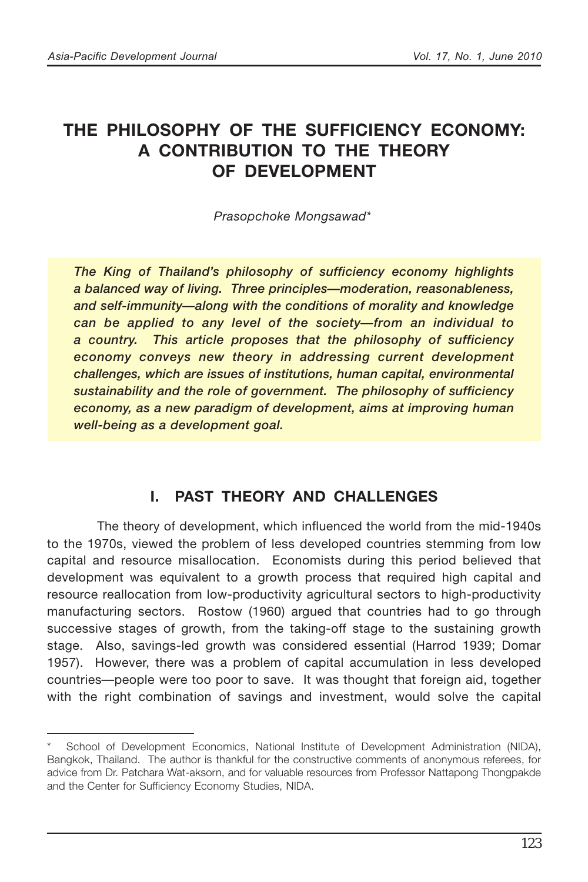# THE PHILOSOPHY OF THE SUFFICIENCY ECONOMY: A CONTRIBUTION TO THE THEORY OF DEVELOPMENT

*Prasopchoke Mongsawad*[*]

***The King of Thailand's philosophy of sufficiency economy highlights a balanced way of living. Three principles—moderation, reasonableness, and self-immunity—along with the conditions of morality and knowledge can be applied to any level of the society—from an individual to a country. This article proposes that the philosophy of sufficiency economy conveys new theory in addressing current development challenges, which are issues of institutions, human capital, environmental sustainability and the role of government. The philosophy of sufficiency economy, as a new paradigm of development, aims at improving human well-being as a development goal.***

## I. PAST THEORY AND CHALLENGES

The theory of development, which influenced the world from the mid-1940s to the 1970s, viewed the problem of less developed countries stemming from low capital and resource misallocation. Economists during this period believed that development was equivalent to a growth process that required high capital and resource reallocation from low-productivity agricultural sectors to high-productivity manufacturing sectors. Rostow (1960) argued that countries had to go through successive stages of growth, from the taking-off stage to the sustaining growth stage. Also, savings-led growth was considered essential (Harrod 1939; Domar 1957). However, there was a problem of capital accumulation in less developed countries—people were too poor to save. It was thought that foreign aid, together with the right combination of savings and investment, would solve the capital

---

[*] School of Development Economics, National Institute of Development Administration (NIDA), Bangkok, Thailand. The author is thankful for the constructive comments of anonymous referees, for advice from Dr. Patchara Wat-aksorn, and for valuable resources from Professor Nattapong Thongpakde and the Center for Sufficiency Economy Studies, NIDA.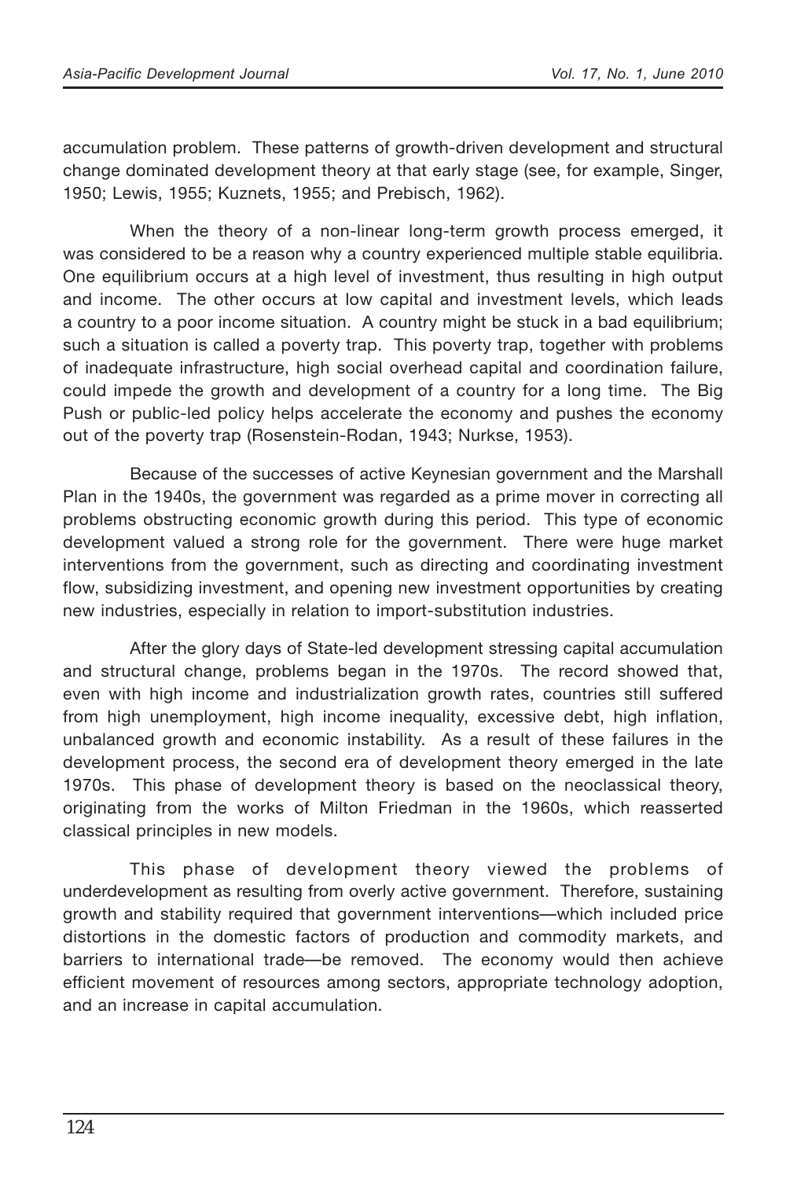accumulation problem. These patterns of growth-driven development and structural change dominated development theory at that early stage (see, for example, Singer, 1950; Lewis, 1955; Kuznets, 1955; and Prebisch, 1962).

When the theory of a non-linear long-term growth process emerged, it was considered to be a reason why a country experienced multiple stable equilibria. One equilibrium occurs at a high level of investment, thus resulting in high output and income. The other occurs at low capital and investment levels, which leads a country to a poor income situation. A country might be stuck in a bad equilibrium; such a situation is called a poverty trap. This poverty trap, together with problems of inadequate infrastructure, high social overhead capital and coordination failure, could impede the growth and development of a country for a long time. The Big Push or public-led policy helps accelerate the economy and pushes the economy out of the poverty trap (Rosenstein-Rodan, 1943; Nurkse, 1953).

Because of the successes of active Keynesian government and the Marshall Plan in the 1940s, the government was regarded as a prime mover in correcting all problems obstructing economic growth during this period. This type of economic development valued a strong role for the government. There were huge market interventions from the government, such as directing and coordinating investment flow, subsidizing investment, and opening new investment opportunities by creating new industries, especially in relation to import-substitution industries.

After the glory days of State-led development stressing capital accumulation and structural change, problems began in the 1970s. The record showed that, even with high income and industrialization growth rates, countries still suffered from high unemployment, high income inequality, excessive debt, high inflation, unbalanced growth and economic instability. As a result of these failures in the development process, the second era of development theory emerged in the late 1970s. This phase of development theory is based on the neoclassical theory, originating from the works of Milton Friedman in the 1960s, which reasserted classical principles in new models.

This phase of development theory viewed the problems of underdevelopment as resulting from overly active government. Therefore, sustaining growth and stability required that government interventions—which included price distortions in the domestic factors of production and commodity markets, and barriers to international trade—be removed. The economy would then achieve efficient movement of resources among sectors, appropriate technology adoption, and an increase in capital accumulation.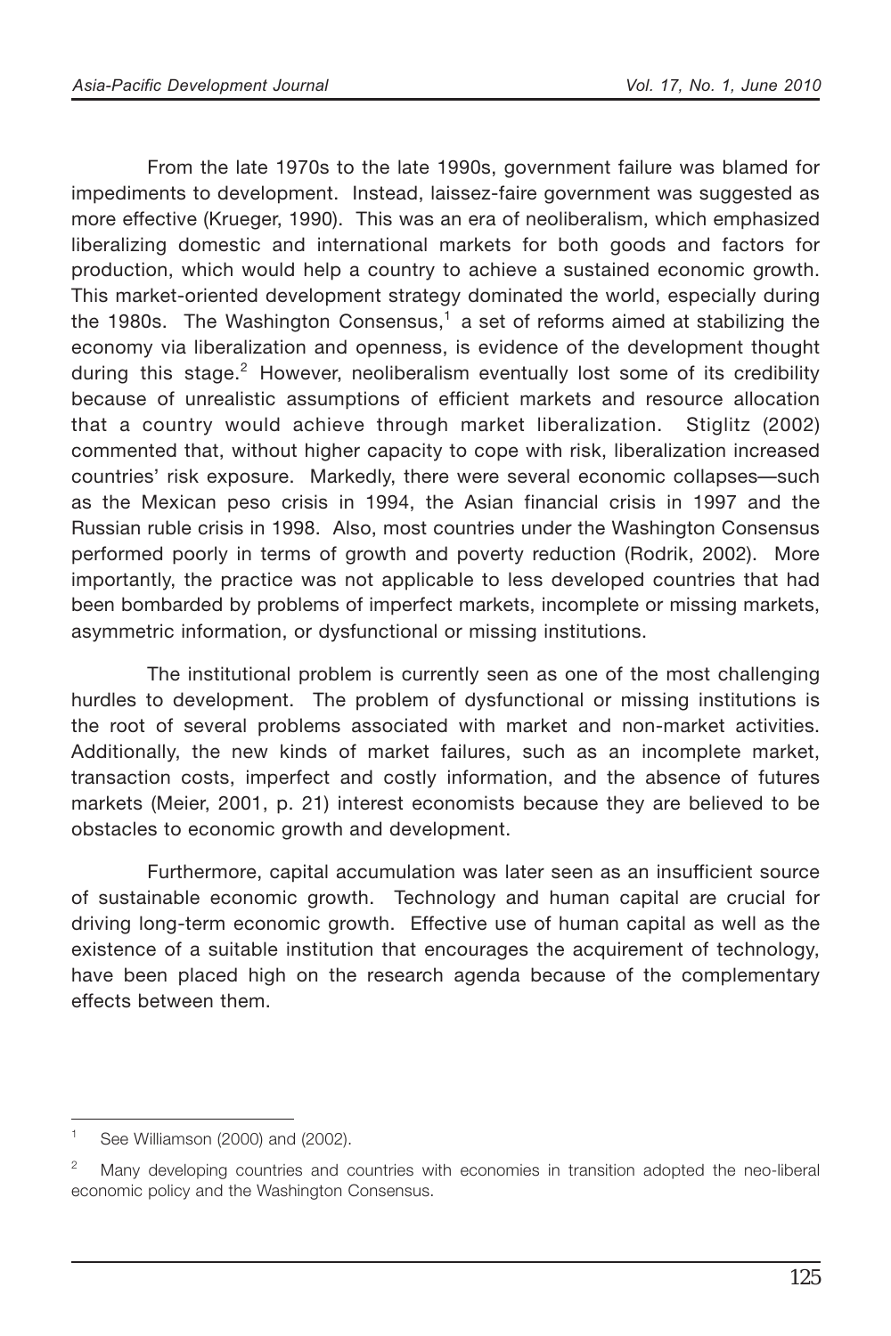From the late 1970s to the late 1990s, government failure was blamed for impediments to development. Instead, laissez-faire government was suggested as more effective (Krueger, 1990). This was an era of neoliberalism, which emphasized liberalizing domestic and international markets for both goods and factors for production, which would help a country to achieve a sustained economic growth. This market-oriented development strategy dominated the world, especially during the 1980s. The Washington Consensus,[1] a set of reforms aimed at stabilizing the economy via liberalization and openness, is evidence of the development thought during this stage.[2] However, neoliberalism eventually lost some of its credibility because of unrealistic assumptions of efficient markets and resource allocation that a country would achieve through market liberalization. Stiglitz (2002) commented that, without higher capacity to cope with risk, liberalization increased countries' risk exposure. Markedly, there were several economic collapses—such as the Mexican peso crisis in 1994, the Asian financial crisis in 1997 and the Russian ruble crisis in 1998. Also, most countries under the Washington Consensus performed poorly in terms of growth and poverty reduction (Rodrik, 2002). More importantly, the practice was not applicable to less developed countries that had been bombarded by problems of imperfect markets, incomplete or missing markets, asymmetric information, or dysfunctional or missing institutions.

The institutional problem is currently seen as one of the most challenging hurdles to development. The problem of dysfunctional or missing institutions is the root of several problems associated with market and non-market activities. Additionally, the new kinds of market failures, such as an incomplete market, transaction costs, imperfect and costly information, and the absence of futures markets (Meier, 2001, p. 21) interest economists because they are believed to be obstacles to economic growth and development.

Furthermore, capital accumulation was later seen as an insufficient source of sustainable economic growth. Technology and human capital are crucial for driving long-term economic growth. Effective use of human capital as well as the existence of a suitable institution that encourages the acquirement of technology, have been placed high on the research agenda because of the complementary effects between them.

[1] See Williamson (2000) and (2002).

[2] Many developing countries and countries with economies in transition adopted the neo-liberal economic policy and the Washington Consensus.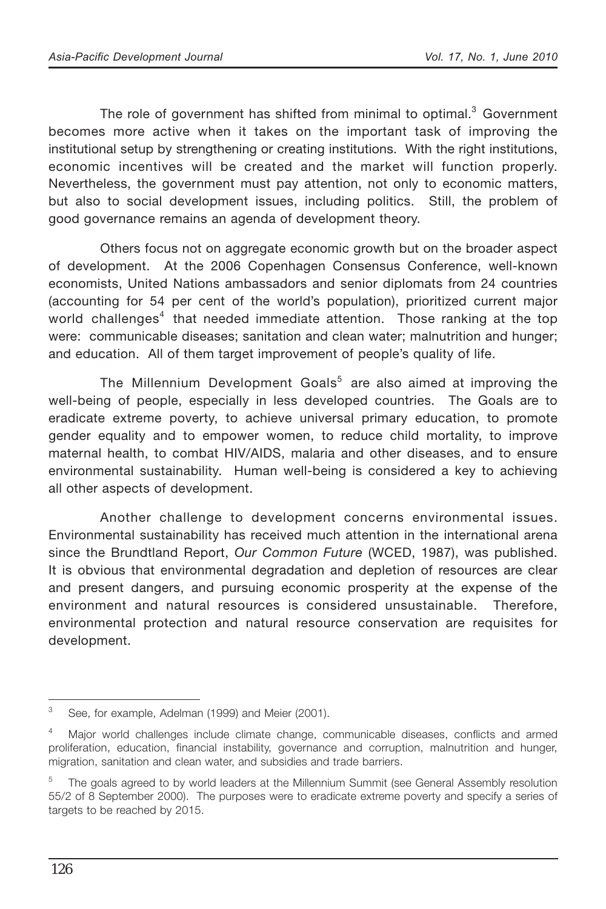The role of government has shifted from minimal to optimal.[3] Government becomes more active when it takes on the important task of improving the institutional setup by strengthening or creating institutions. With the right institutions, economic incentives will be created and the market will function properly. Nevertheless, the government must pay attention, not only to economic matters, but also to social development issues, including politics. Still, the problem of good governance remains an agenda of development theory.

Others focus not on aggregate economic growth but on the broader aspect of development. At the 2006 Copenhagen Consensus Conference, well-known economists, United Nations ambassadors and senior diplomats from 24 countries (accounting for 54 per cent of the world's population), prioritized current major world challenges[4] that needed immediate attention. Those ranking at the top were: communicable diseases; sanitation and clean water; malnutrition and hunger; and education. All of them target improvement of people's quality of life.

The Millennium Development Goals[5] are also aimed at improving the well-being of people, especially in less developed countries. The Goals are to eradicate extreme poverty, to achieve universal primary education, to promote gender equality and to empower women, to reduce child mortality, to improve maternal health, to combat HIV/AIDS, malaria and other diseases, and to ensure environmental sustainability. Human well-being is considered a key to achieving all other aspects of development.

Another challenge to development concerns environmental issues. Environmental sustainability has received much attention in the international arena since the Brundtland Report, *Our Common Future* (WCED, 1987), was published. It is obvious that environmental degradation and depletion of resources are clear and present dangers, and pursuing economic prosperity at the expense of the environment and natural resources is considered unsustainable. Therefore, environmental protection and natural resource conservation are requisites for development.

---

[3] See, for example, Adelman (1999) and Meier (2001).

[4] Major world challenges include climate change, communicable diseases, conflicts and armed proliferation, education, financial instability, governance and corruption, malnutrition and hunger, migration, sanitation and clean water, and subsidies and trade barriers.

[5] The goals agreed to by world leaders at the Millennium Summit (see General Assembly resolution 55/2 of 8 September 2000). The purposes were to eradicate extreme poverty and specify a series of targets to be reached by 2015.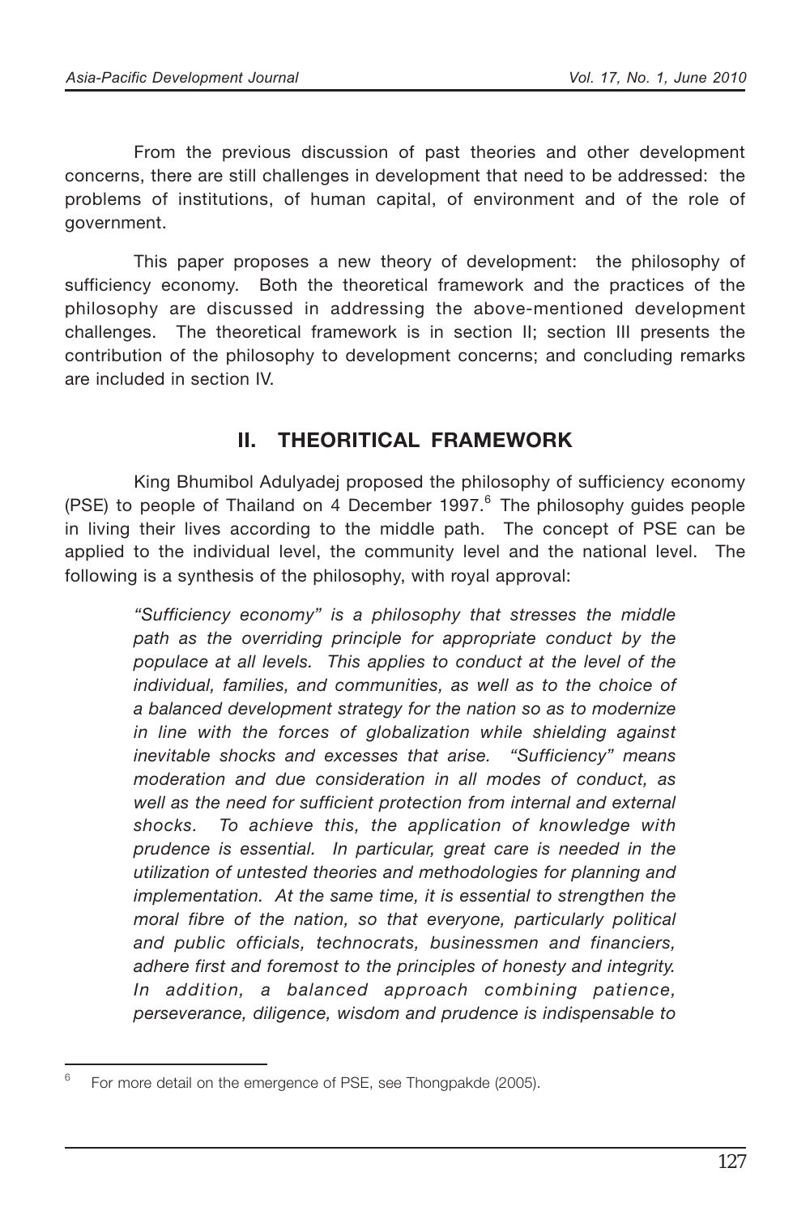From the previous discussion of past theories and other development concerns, there are still challenges in development that need to be addressed: the problems of institutions, of human capital, of environment and of the role of government.

This paper proposes a new theory of development: the philosophy of sufficiency economy. Both the theoretical framework and the practices of the philosophy are discussed in addressing the above-mentioned development challenges. The theoretical framework is in section II; section III presents the contribution of the philosophy to development concerns; and concluding remarks are included in section IV.

## II. THEORITICAL FRAMEWORK

King Bhumibol Adulyadej proposed the philosophy of sufficiency economy (PSE) to people of Thailand on 4 December 1997.[6] The philosophy guides people in living their lives according to the middle path. The concept of PSE can be applied to the individual level, the community level and the national level. The following is a synthesis of the philosophy, with royal approval:

> *"Sufficiency economy" is a philosophy that stresses the middle path as the overriding principle for appropriate conduct by the populace at all levels. This applies to conduct at the level of the individual, families, and communities, as well as to the choice of a balanced development strategy for the nation so as to modernize in line with the forces of globalization while shielding against inevitable shocks and excesses that arise. "Sufficiency" means moderation and due consideration in all modes of conduct, as well as the need for sufficient protection from internal and external shocks. To achieve this, the application of knowledge with prudence is essential. In particular, great care is needed in the utilization of untested theories and methodologies for planning and implementation. At the same time, it is essential to strengthen the moral fibre of the nation, so that everyone, particularly political and public officials, technocrats, businessmen and financiers, adhere first and foremost to the principles of honesty and integrity. In addition, a balanced approach combining patience, perseverance, diligence, wisdom and prudence is indispensable to*

[6] For more detail on the emergence of PSE, see Thongpakde (2005).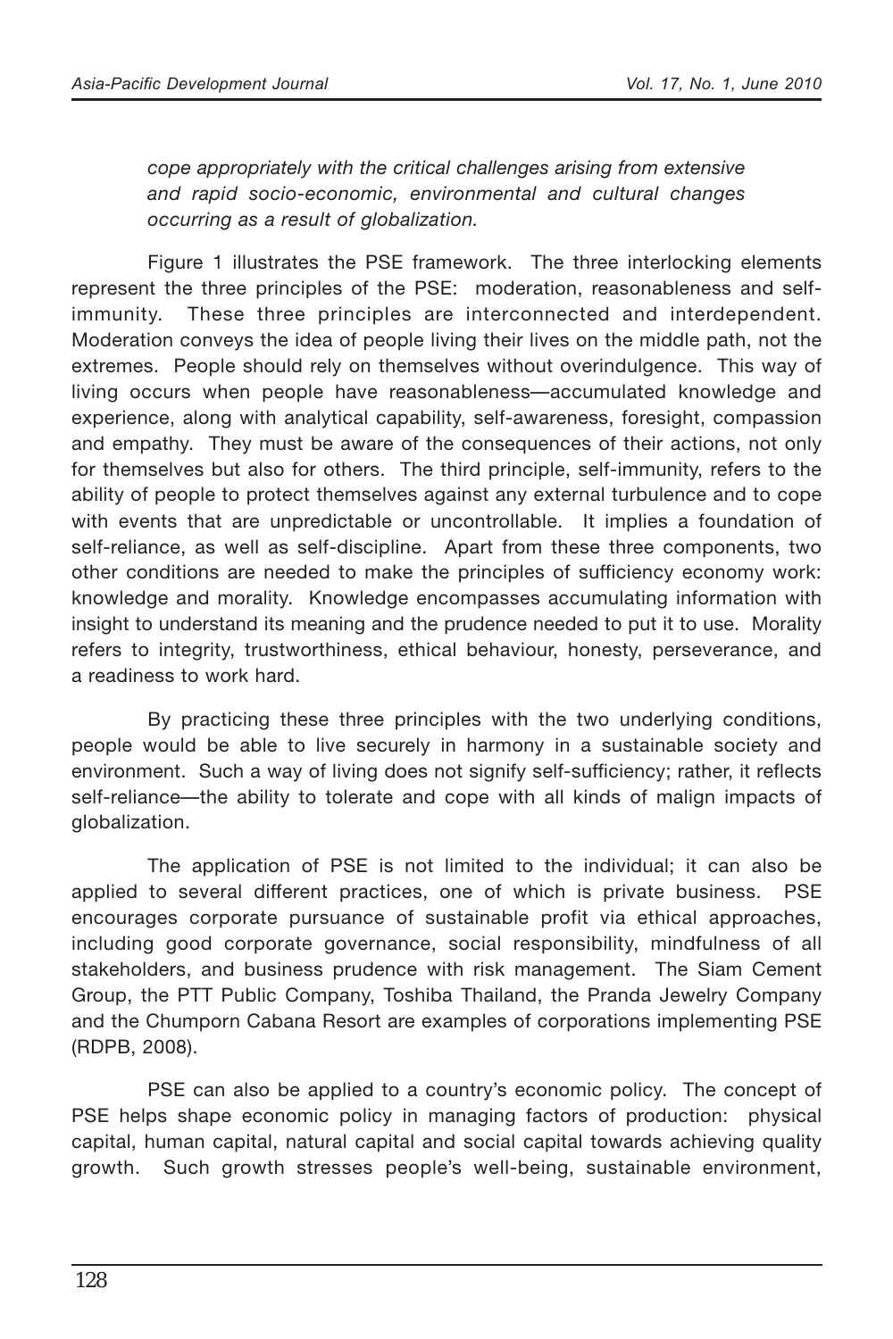*cope appropriately with the critical challenges arising from extensive and rapid socio-economic, environmental and cultural changes occurring as a result of globalization.*

Figure 1 illustrates the PSE framework. The three interlocking elements represent the three principles of the PSE: moderation, reasonableness and self-immunity. These three principles are interconnected and interdependent. Moderation conveys the idea of people living their lives on the middle path, not the extremes. People should rely on themselves without overindulgence. This way of living occurs when people have reasonableness—accumulated knowledge and experience, along with analytical capability, self-awareness, foresight, compassion and empathy. They must be aware of the consequences of their actions, not only for themselves but also for others. The third principle, self-immunity, refers to the ability of people to protect themselves against any external turbulence and to cope with events that are unpredictable or uncontrollable. It implies a foundation of self-reliance, as well as self-discipline. Apart from these three components, two other conditions are needed to make the principles of sufficiency economy work: knowledge and morality. Knowledge encompasses accumulating information with insight to understand its meaning and the prudence needed to put it to use. Morality refers to integrity, trustworthiness, ethical behaviour, honesty, perseverance, and a readiness to work hard.

By practicing these three principles with the two underlying conditions, people would be able to live securely in harmony in a sustainable society and environment. Such a way of living does not signify self-sufficiency; rather, it reflects self-reliance—the ability to tolerate and cope with all kinds of malign impacts of globalization.

The application of PSE is not limited to the individual; it can also be applied to several different practices, one of which is private business. PSE encourages corporate pursuance of sustainable profit via ethical approaches, including good corporate governance, social responsibility, mindfulness of all stakeholders, and business prudence with risk management. The Siam Cement Group, the PTT Public Company, Toshiba Thailand, the Pranda Jewelry Company and the Chumporn Cabana Resort are examples of corporations implementing PSE (RDPB, 2008).

PSE can also be applied to a country's economic policy. The concept of PSE helps shape economic policy in managing factors of production: physical capital, human capital, natural capital and social capital towards achieving quality growth. Such growth stresses people's well-being, sustainable environment,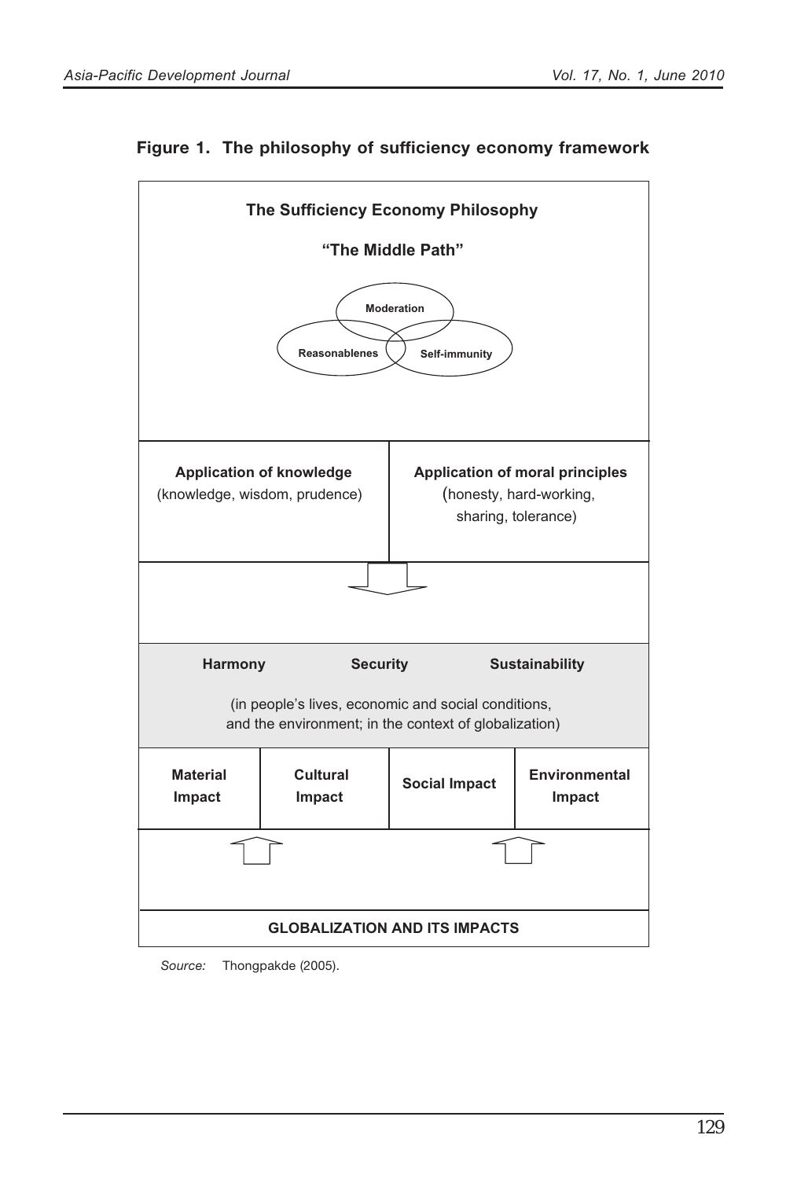**Figure 1. The philosophy of sufficiency economy framework**

**The Sufficiency Economy Philosophy**

**"The Middle Path"**

**Moderation**

**Reasonablenes**

**Self-immunity**

| **Application of knowledge** (knowledge, wisdom, prudence) | **Application of moral principles** (honesty, hard-working, sharing, tolerance) |
|---|---|

**Harmony** **Security** **Sustainability**

(in people's lives, economic and social conditions, and the environment; in the context of globalization)

| **Material Impact** | **Cultural Impact** | **Social Impact** | **Environmental Impact** |
|---|---|---|---|

**GLOBALIZATION AND ITS IMPACTS**

*Source:* Thongpakde (2005).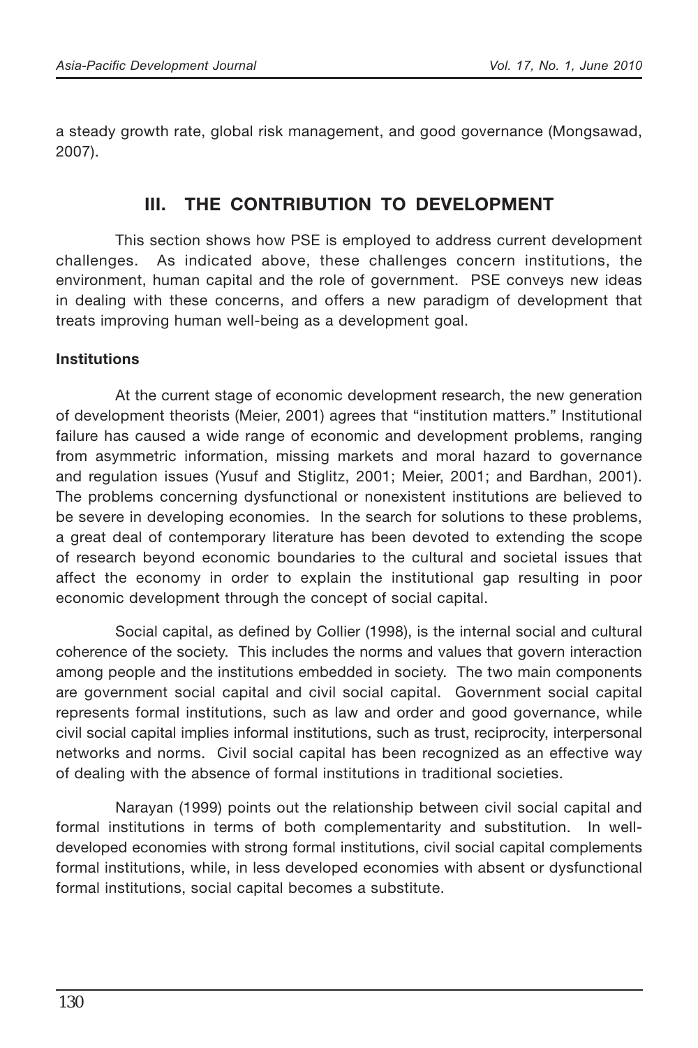a steady growth rate, global risk management, and good governance (Mongsawad, 2007).

## III. THE CONTRIBUTION TO DEVELOPMENT

This section shows how PSE is employed to address current development challenges. As indicated above, these challenges concern institutions, the environment, human capital and the role of government. PSE conveys new ideas in dealing with these concerns, and offers a new paradigm of development that treats improving human well-being as a development goal.

### Institutions

At the current stage of economic development research, the new generation of development theorists (Meier, 2001) agrees that "institution matters." Institutional failure has caused a wide range of economic and development problems, ranging from asymmetric information, missing markets and moral hazard to governance and regulation issues (Yusuf and Stiglitz, 2001; Meier, 2001; and Bardhan, 2001). The problems concerning dysfunctional or nonexistent institutions are believed to be severe in developing economies. In the search for solutions to these problems, a great deal of contemporary literature has been devoted to extending the scope of research beyond economic boundaries to the cultural and societal issues that affect the economy in order to explain the institutional gap resulting in poor economic development through the concept of social capital.

Social capital, as defined by Collier (1998), is the internal social and cultural coherence of the society. This includes the norms and values that govern interaction among people and the institutions embedded in society. The two main components are government social capital and civil social capital. Government social capital represents formal institutions, such as law and order and good governance, while civil social capital implies informal institutions, such as trust, reciprocity, interpersonal networks and norms. Civil social capital has been recognized as an effective way of dealing with the absence of formal institutions in traditional societies.

Narayan (1999) points out the relationship between civil social capital and formal institutions in terms of both complementarity and substitution. In well-developed economies with strong formal institutions, civil social capital complements formal institutions, while, in less developed economies with absent or dysfunctional formal institutions, social capital becomes a substitute.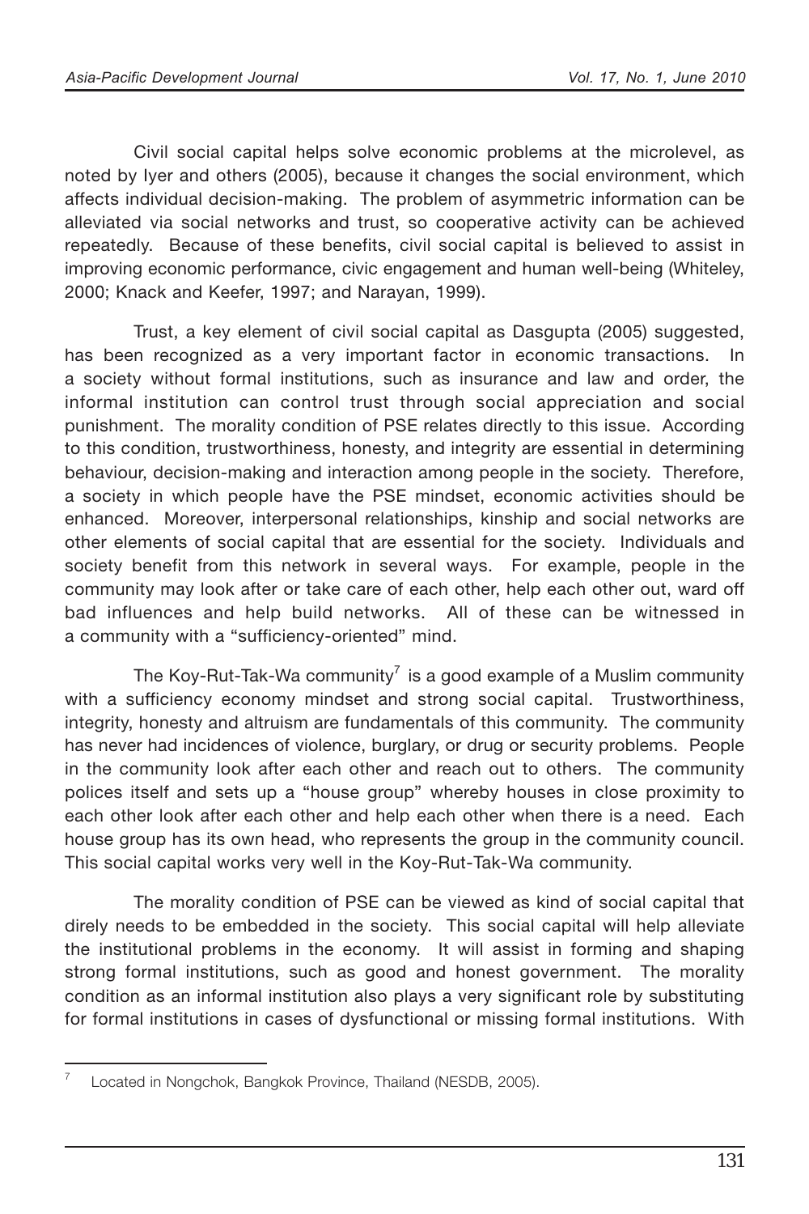Civil social capital helps solve economic problems at the microlevel, as noted by Iyer and others (2005), because it changes the social environment, which affects individual decision-making. The problem of asymmetric information can be alleviated via social networks and trust, so cooperative activity can be achieved repeatedly. Because of these benefits, civil social capital is believed to assist in improving economic performance, civic engagement and human well-being (Whiteley, 2000; Knack and Keefer, 1997; and Narayan, 1999).

Trust, a key element of civil social capital as Dasgupta (2005) suggested, has been recognized as a very important factor in economic transactions. In a society without formal institutions, such as insurance and law and order, the informal institution can control trust through social appreciation and social punishment. The morality condition of PSE relates directly to this issue. According to this condition, trustworthiness, honesty, and integrity are essential in determining behaviour, decision-making and interaction among people in the society. Therefore, a society in which people have the PSE mindset, economic activities should be enhanced. Moreover, interpersonal relationships, kinship and social networks are other elements of social capital that are essential for the society. Individuals and society benefit from this network in several ways. For example, people in the community may look after or take care of each other, help each other out, ward off bad influences and help build networks. All of these can be witnessed in a community with a "sufficiency-oriented" mind.

The Koy-Rut-Tak-Wa community[7] is a good example of a Muslim community with a sufficiency economy mindset and strong social capital. Trustworthiness, integrity, honesty and altruism are fundamentals of this community. The community has never had incidences of violence, burglary, or drug or security problems. People in the community look after each other and reach out to others. The community polices itself and sets up a "house group" whereby houses in close proximity to each other look after each other and help each other when there is a need. Each house group has its own head, who represents the group in the community council. This social capital works very well in the Koy-Rut-Tak-Wa community.

The morality condition of PSE can be viewed as kind of social capital that direly needs to be embedded in the society. This social capital will help alleviate the institutional problems in the economy. It will assist in forming and shaping strong formal institutions, such as good and honest government. The morality condition as an informal institution also plays a very significant role by substituting for formal institutions in cases of dysfunctional or missing formal institutions. With

[7] Located in Nongchok, Bangkok Province, Thailand (NESDB, 2005).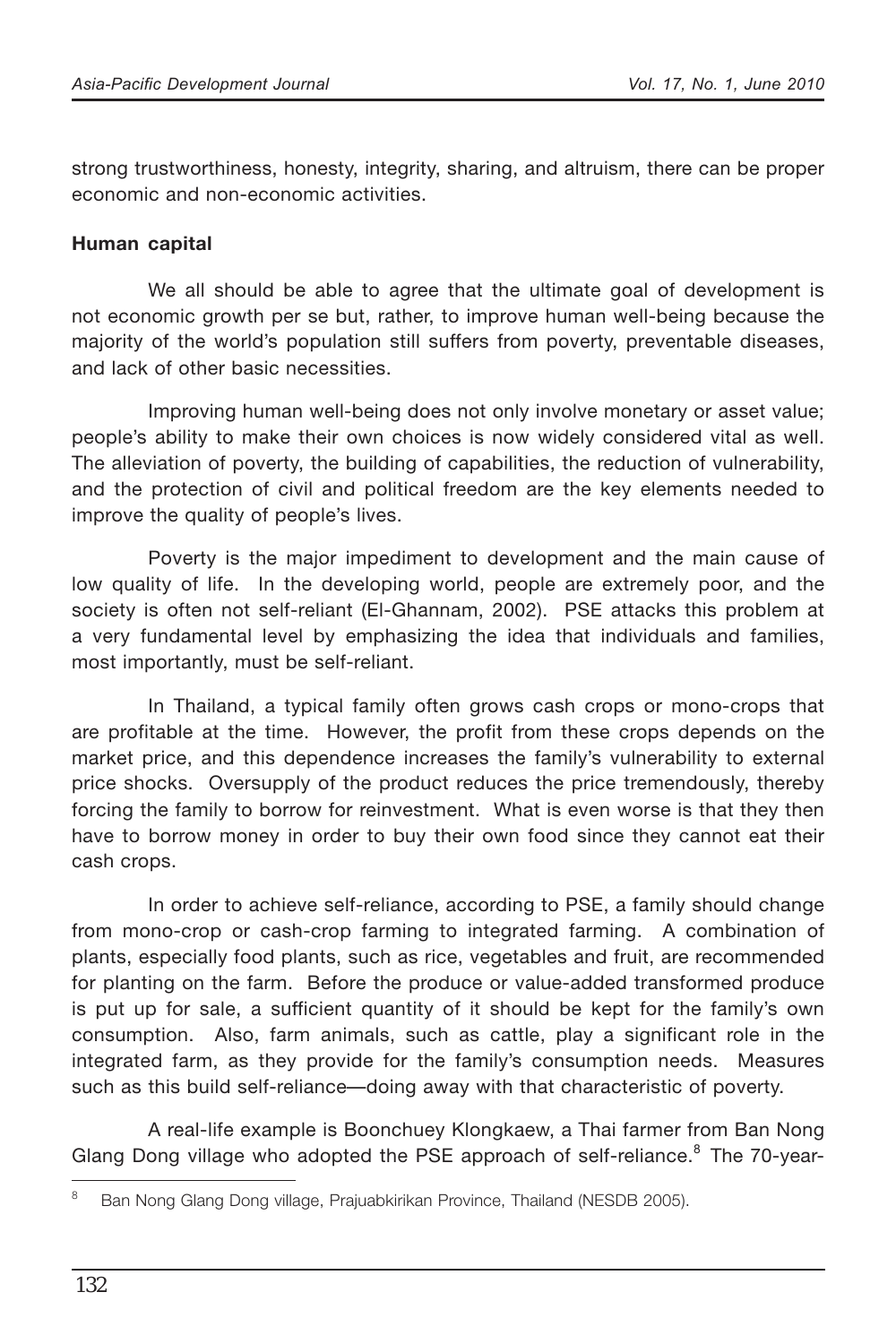strong trustworthiness, honesty, integrity, sharing, and altruism, there can be proper economic and non-economic activities.

**Human capital**

We all should be able to agree that the ultimate goal of development is not economic growth per se but, rather, to improve human well-being because the majority of the world's population still suffers from poverty, preventable diseases, and lack of other basic necessities.

Improving human well-being does not only involve monetary or asset value; people's ability to make their own choices is now widely considered vital as well. The alleviation of poverty, the building of capabilities, the reduction of vulnerability, and the protection of civil and political freedom are the key elements needed to improve the quality of people's lives.

Poverty is the major impediment to development and the main cause of low quality of life. In the developing world, people are extremely poor, and the society is often not self-reliant (El-Ghannam, 2002). PSE attacks this problem at a very fundamental level by emphasizing the idea that individuals and families, most importantly, must be self-reliant.

In Thailand, a typical family often grows cash crops or mono-crops that are profitable at the time. However, the profit from these crops depends on the market price, and this dependence increases the family's vulnerability to external price shocks. Oversupply of the product reduces the price tremendously, thereby forcing the family to borrow for reinvestment. What is even worse is that they then have to borrow money in order to buy their own food since they cannot eat their cash crops.

In order to achieve self-reliance, according to PSE, a family should change from mono-crop or cash-crop farming to integrated farming. A combination of plants, especially food plants, such as rice, vegetables and fruit, are recommended for planting on the farm. Before the produce or value-added transformed produce is put up for sale, a sufficient quantity of it should be kept for the family's own consumption. Also, farm animals, such as cattle, play a significant role in the integrated farm, as they provide for the family's consumption needs. Measures such as this build self-reliance—doing away with that characteristic of poverty.

A real-life example is Boonchuey Klongkaew, a Thai farmer from Ban Nong Glang Dong village who adopted the PSE approach of self-reliance.[8] The 70-year-

[8] Ban Nong Glang Dong village, Prajuabkirikan Province, Thailand (NESDB 2005).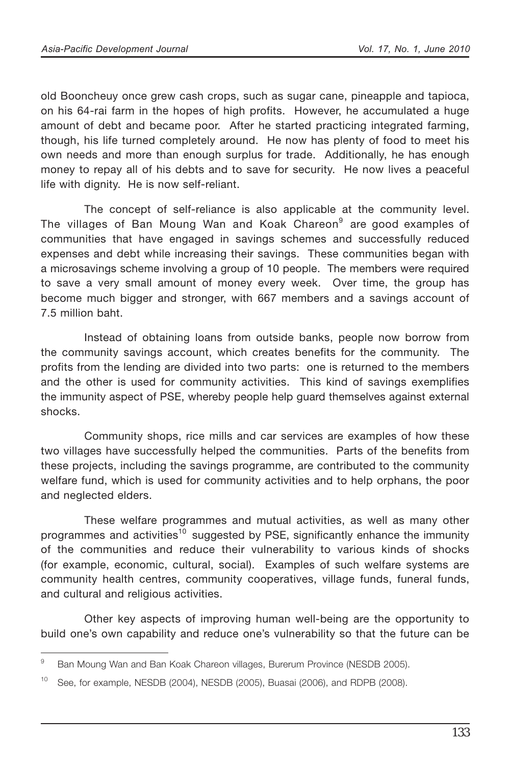old Booncheuy once grew cash crops, such as sugar cane, pineapple and tapioca, on his 64-rai farm in the hopes of high profits. However, he accumulated a huge amount of debt and became poor. After he started practicing integrated farming, though, his life turned completely around. He now has plenty of food to meet his own needs and more than enough surplus for trade. Additionally, he has enough money to repay all of his debts and to save for security. He now lives a peaceful life with dignity. He is now self-reliant.

The concept of self-reliance is also applicable at the community level. The villages of Ban Moung Wan and Koak Chareon[9] are good examples of communities that have engaged in savings schemes and successfully reduced expenses and debt while increasing their savings. These communities began with a microsavings scheme involving a group of 10 people. The members were required to save a very small amount of money every week. Over time, the group has become much bigger and stronger, with 667 members and a savings account of 7.5 million baht.

Instead of obtaining loans from outside banks, people now borrow from the community savings account, which creates benefits for the community. The profits from the lending are divided into two parts: one is returned to the members and the other is used for community activities. This kind of savings exemplifies the immunity aspect of PSE, whereby people help guard themselves against external shocks.

Community shops, rice mills and car services are examples of how these two villages have successfully helped the communities. Parts of the benefits from these projects, including the savings programme, are contributed to the community welfare fund, which is used for community activities and to help orphans, the poor and neglected elders.

These welfare programmes and mutual activities, as well as many other programmes and activities[10] suggested by PSE, significantly enhance the immunity of the communities and reduce their vulnerability to various kinds of shocks (for example, economic, cultural, social). Examples of such welfare systems are community health centres, community cooperatives, village funds, funeral funds, and cultural and religious activities.

Other key aspects of improving human well-being are the opportunity to build one's own capability and reduce one's vulnerability so that the future can be

---

[9] Ban Moung Wan and Ban Koak Chareon villages, Burerum Province (NESDB 2005).

[10] See, for example, NESDB (2004), NESDB (2005), Buasai (2006), and RDPB (2008).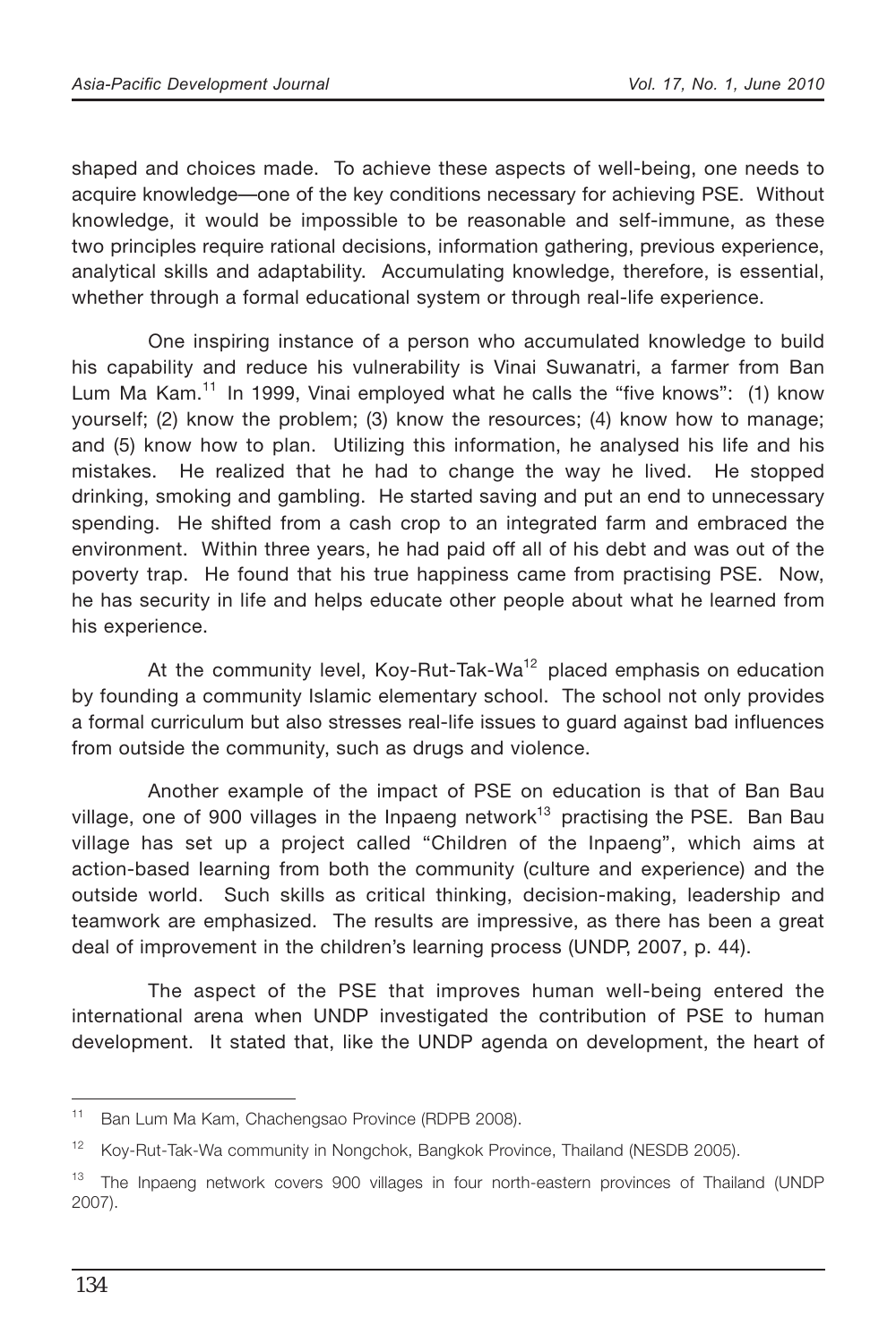shaped and choices made. To achieve these aspects of well-being, one needs to acquire knowledge—one of the key conditions necessary for achieving PSE. Without knowledge, it would be impossible to be reasonable and self-immune, as these two principles require rational decisions, information gathering, previous experience, analytical skills and adaptability. Accumulating knowledge, therefore, is essential, whether through a formal educational system or through real-life experience.

One inspiring instance of a person who accumulated knowledge to build his capability and reduce his vulnerability is Vinai Suwanatri, a farmer from Ban Lum Ma Kam.[11] In 1999, Vinai employed what he calls the "five knows": (1) know yourself; (2) know the problem; (3) know the resources; (4) know how to manage; and (5) know how to plan. Utilizing this information, he analysed his life and his mistakes. He realized that he had to change the way he lived. He stopped drinking, smoking and gambling. He started saving and put an end to unnecessary spending. He shifted from a cash crop to an integrated farm and embraced the environment. Within three years, he had paid off all of his debt and was out of the poverty trap. He found that his true happiness came from practising PSE. Now, he has security in life and helps educate other people about what he learned from his experience.

At the community level, Koy-Rut-Tak-Wa[12] placed emphasis on education by founding a community Islamic elementary school. The school not only provides a formal curriculum but also stresses real-life issues to guard against bad influences from outside the community, such as drugs and violence.

Another example of the impact of PSE on education is that of Ban Bau village, one of 900 villages in the Inpaeng network[13] practising the PSE. Ban Bau village has set up a project called "Children of the Inpaeng", which aims at action-based learning from both the community (culture and experience) and the outside world. Such skills as critical thinking, decision-making, leadership and teamwork are emphasized. The results are impressive, as there has been a great deal of improvement in the children's learning process (UNDP, 2007, p. 44).

The aspect of the PSE that improves human well-being entered the international arena when UNDP investigated the contribution of PSE to human development. It stated that, like the UNDP agenda on development, the heart of

---

[11] Ban Lum Ma Kam, Chachengsao Province (RDPB 2008).

[12] Koy-Rut-Tak-Wa community in Nongchok, Bangkok Province, Thailand (NESDB 2005).

[13] The Inpaeng network covers 900 villages in four north-eastern provinces of Thailand (UNDP 2007).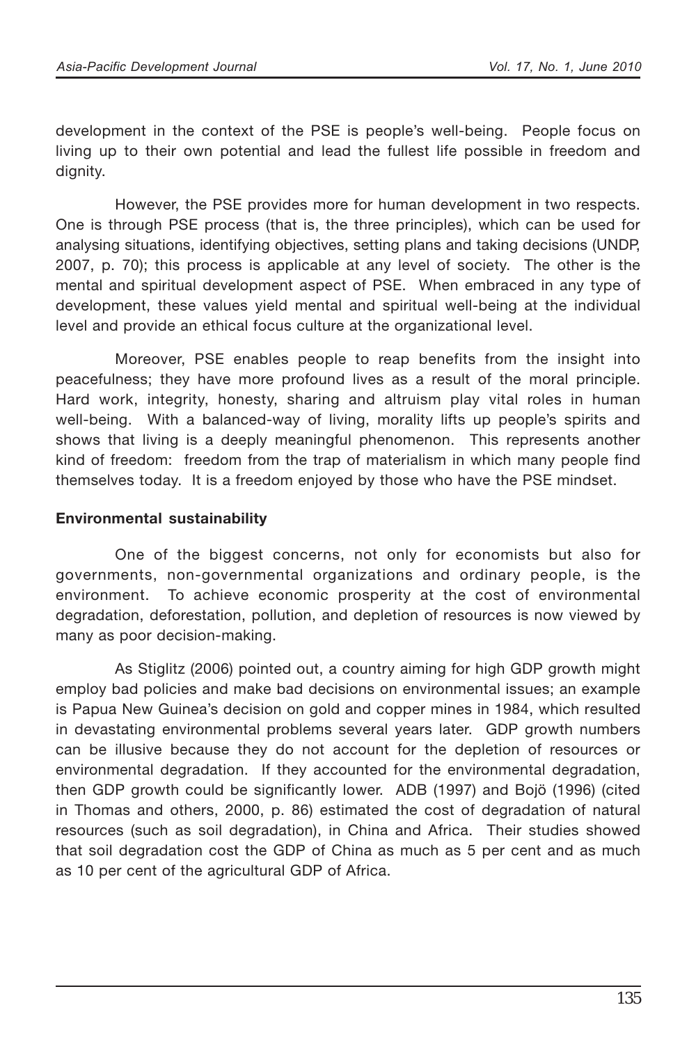development in the context of the PSE is people's well-being. People focus on living up to their own potential and lead the fullest life possible in freedom and dignity.

However, the PSE provides more for human development in two respects. One is through PSE process (that is, the three principles), which can be used for analysing situations, identifying objectives, setting plans and taking decisions (UNDP, 2007, p. 70); this process is applicable at any level of society. The other is the mental and spiritual development aspect of PSE. When embraced in any type of development, these values yield mental and spiritual well-being at the individual level and provide an ethical focus culture at the organizational level.

Moreover, PSE enables people to reap benefits from the insight into peacefulness; they have more profound lives as a result of the moral principle. Hard work, integrity, honesty, sharing and altruism play vital roles in human well-being. With a balanced-way of living, morality lifts up people's spirits and shows that living is a deeply meaningful phenomenon. This represents another kind of freedom: freedom from the trap of materialism in which many people find themselves today. It is a freedom enjoyed by those who have the PSE mindset.

**Environmental sustainability**

One of the biggest concerns, not only for economists but also for governments, non-governmental organizations and ordinary people, is the environment. To achieve economic prosperity at the cost of environmental degradation, deforestation, pollution, and depletion of resources is now viewed by many as poor decision-making.

As Stiglitz (2006) pointed out, a country aiming for high GDP growth might employ bad policies and make bad decisions on environmental issues; an example is Papua New Guinea's decision on gold and copper mines in 1984, which resulted in devastating environmental problems several years later. GDP growth numbers can be illusive because they do not account for the depletion of resources or environmental degradation. If they accounted for the environmental degradation, then GDP growth could be significantly lower. ADB (1997) and Bojö (1996) (cited in Thomas and others, 2000, p. 86) estimated the cost of degradation of natural resources (such as soil degradation), in China and Africa. Their studies showed that soil degradation cost the GDP of China as much as 5 per cent and as much as 10 per cent of the agricultural GDP of Africa.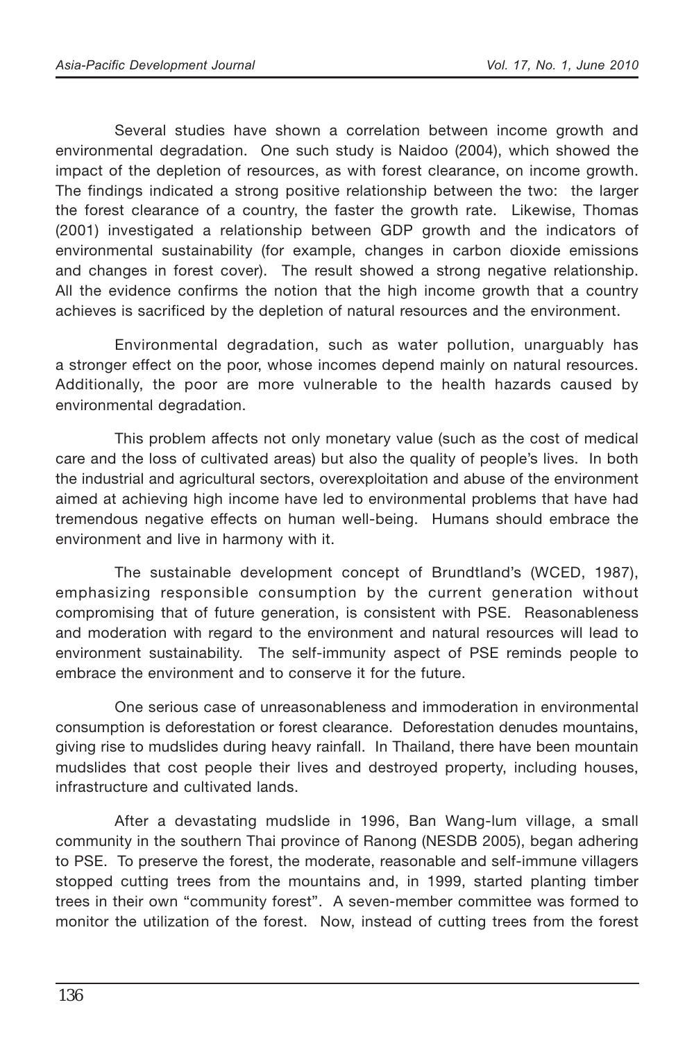Several studies have shown a correlation between income growth and environmental degradation. One such study is Naidoo (2004), which showed the impact of the depletion of resources, as with forest clearance, on income growth. The findings indicated a strong positive relationship between the two: the larger the forest clearance of a country, the faster the growth rate. Likewise, Thomas (2001) investigated a relationship between GDP growth and the indicators of environmental sustainability (for example, changes in carbon dioxide emissions and changes in forest cover). The result showed a strong negative relationship. All the evidence confirms the notion that the high income growth that a country achieves is sacrificed by the depletion of natural resources and the environment.

Environmental degradation, such as water pollution, unarguably has a stronger effect on the poor, whose incomes depend mainly on natural resources. Additionally, the poor are more vulnerable to the health hazards caused by environmental degradation.

This problem affects not only monetary value (such as the cost of medical care and the loss of cultivated areas) but also the quality of people's lives. In both the industrial and agricultural sectors, overexploitation and abuse of the environment aimed at achieving high income have led to environmental problems that have had tremendous negative effects on human well-being. Humans should embrace the environment and live in harmony with it.

The sustainable development concept of Brundtland's (WCED, 1987), emphasizing responsible consumption by the current generation without compromising that of future generation, is consistent with PSE. Reasonableness and moderation with regard to the environment and natural resources will lead to environment sustainability. The self-immunity aspect of PSE reminds people to embrace the environment and to conserve it for the future.

One serious case of unreasonableness and immoderation in environmental consumption is deforestation or forest clearance. Deforestation denudes mountains, giving rise to mudslides during heavy rainfall. In Thailand, there have been mountain mudslides that cost people their lives and destroyed property, including houses, infrastructure and cultivated lands.

After a devastating mudslide in 1996, Ban Wang-lum village, a small community in the southern Thai province of Ranong (NESDB 2005), began adhering to PSE. To preserve the forest, the moderate, reasonable and self-immune villagers stopped cutting trees from the mountains and, in 1999, started planting timber trees in their own "community forest". A seven-member committee was formed to monitor the utilization of the forest. Now, instead of cutting trees from the forest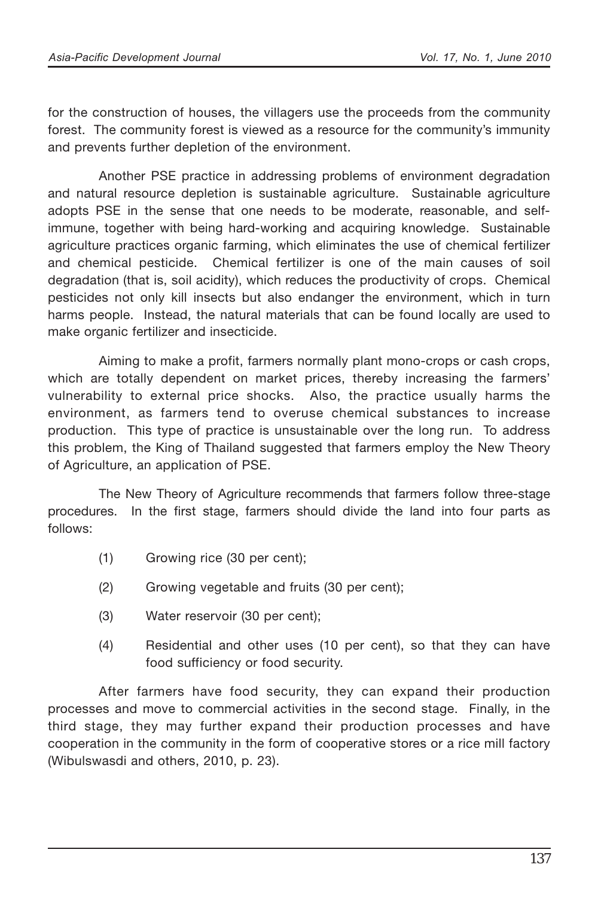for the construction of houses, the villagers use the proceeds from the community forest. The community forest is viewed as a resource for the community's immunity and prevents further depletion of the environment.

Another PSE practice in addressing problems of environment degradation and natural resource depletion is sustainable agriculture. Sustainable agriculture adopts PSE in the sense that one needs to be moderate, reasonable, and self-immune, together with being hard-working and acquiring knowledge. Sustainable agriculture practices organic farming, which eliminates the use of chemical fertilizer and chemical pesticide. Chemical fertilizer is one of the main causes of soil degradation (that is, soil acidity), which reduces the productivity of crops. Chemical pesticides not only kill insects but also endanger the environment, which in turn harms people. Instead, the natural materials that can be found locally are used to make organic fertilizer and insecticide.

Aiming to make a profit, farmers normally plant mono-crops or cash crops, which are totally dependent on market prices, thereby increasing the farmers' vulnerability to external price shocks. Also, the practice usually harms the environment, as farmers tend to overuse chemical substances to increase production. This type of practice is unsustainable over the long run. To address this problem, the King of Thailand suggested that farmers employ the New Theory of Agriculture, an application of PSE.

The New Theory of Agriculture recommends that farmers follow three-stage procedures. In the first stage, farmers should divide the land into four parts as follows:

(1) Growing rice (30 per cent);

(2) Growing vegetable and fruits (30 per cent);

(3) Water reservoir (30 per cent);

(4) Residential and other uses (10 per cent), so that they can have food sufficiency or food security.

After farmers have food security, they can expand their production processes and move to commercial activities in the second stage. Finally, in the third stage, they may further expand their production processes and have cooperation in the community in the form of cooperative stores or a rice mill factory (Wibulswasdi and others, 2010, p. 23).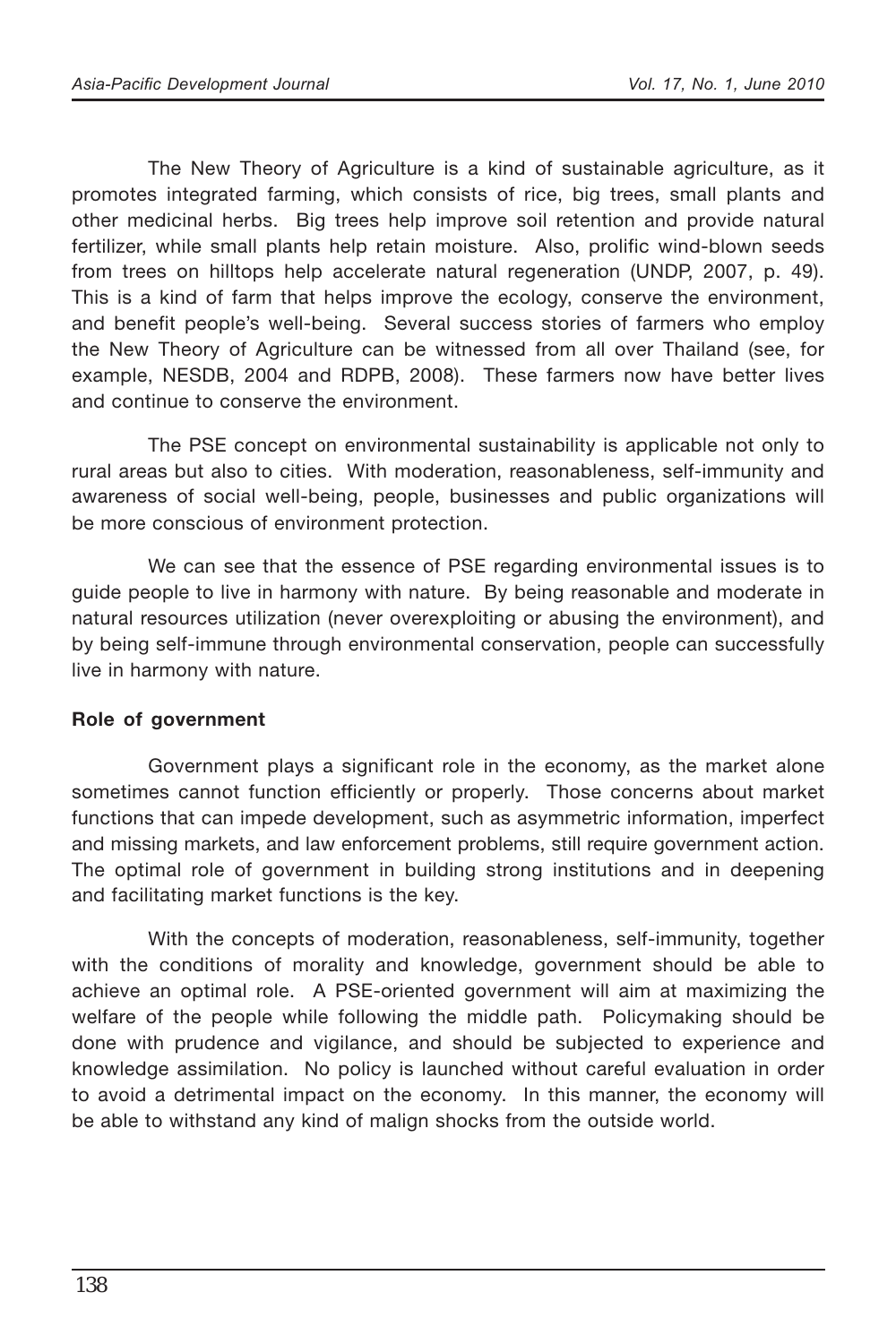The New Theory of Agriculture is a kind of sustainable agriculture, as it promotes integrated farming, which consists of rice, big trees, small plants and other medicinal herbs. Big trees help improve soil retention and provide natural fertilizer, while small plants help retain moisture. Also, prolific wind-blown seeds from trees on hilltops help accelerate natural regeneration (UNDP, 2007, p. 49). This is a kind of farm that helps improve the ecology, conserve the environment, and benefit people's well-being. Several success stories of farmers who employ the New Theory of Agriculture can be witnessed from all over Thailand (see, for example, NESDB, 2004 and RDPB, 2008). These farmers now have better lives and continue to conserve the environment.

The PSE concept on environmental sustainability is applicable not only to rural areas but also to cities. With moderation, reasonableness, self-immunity and awareness of social well-being, people, businesses and public organizations will be more conscious of environment protection.

We can see that the essence of PSE regarding environmental issues is to guide people to live in harmony with nature. By being reasonable and moderate in natural resources utilization (never overexploiting or abusing the environment), and by being self-immune through environmental conservation, people can successfully live in harmony with nature.

**Role of government**

Government plays a significant role in the economy, as the market alone sometimes cannot function efficiently or properly. Those concerns about market functions that can impede development, such as asymmetric information, imperfect and missing markets, and law enforcement problems, still require government action. The optimal role of government in building strong institutions and in deepening and facilitating market functions is the key.

With the concepts of moderation, reasonableness, self-immunity, together with the conditions of morality and knowledge, government should be able to achieve an optimal role. A PSE-oriented government will aim at maximizing the welfare of the people while following the middle path. Policymaking should be done with prudence and vigilance, and should be subjected to experience and knowledge assimilation. No policy is launched without careful evaluation in order to avoid a detrimental impact on the economy. In this manner, the economy will be able to withstand any kind of malign shocks from the outside world.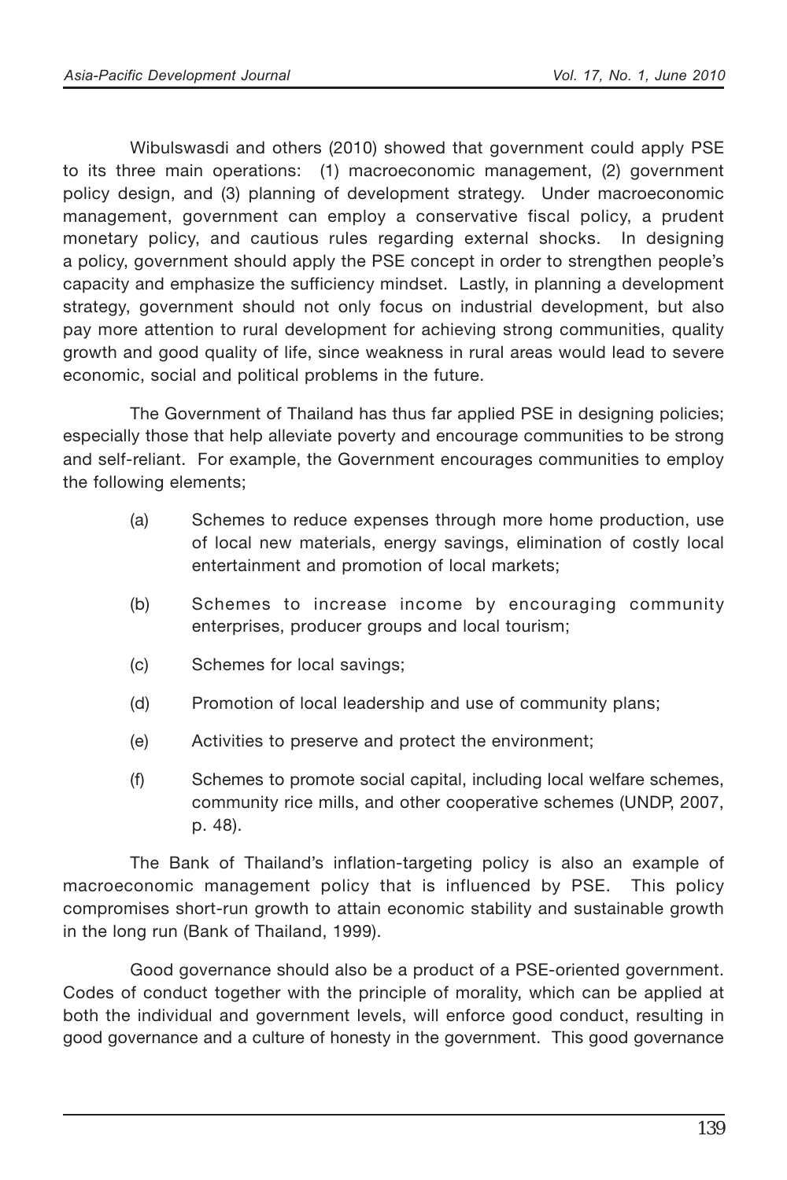Wibulswasdi and others (2010) showed that government could apply PSE to its three main operations: (1) macroeconomic management, (2) government policy design, and (3) planning of development strategy. Under macroeconomic management, government can employ a conservative fiscal policy, a prudent monetary policy, and cautious rules regarding external shocks. In designing a policy, government should apply the PSE concept in order to strengthen people's capacity and emphasize the sufficiency mindset. Lastly, in planning a development strategy, government should not only focus on industrial development, but also pay more attention to rural development for achieving strong communities, quality growth and good quality of life, since weakness in rural areas would lead to severe economic, social and political problems in the future.

The Government of Thailand has thus far applied PSE in designing policies; especially those that help alleviate poverty and encourage communities to be strong and self-reliant. For example, the Government encourages communities to employ the following elements;

(a) Schemes to reduce expenses through more home production, use of local new materials, energy savings, elimination of costly local entertainment and promotion of local markets;

(b) Schemes to increase income by encouraging community enterprises, producer groups and local tourism;

(c) Schemes for local savings;

(d) Promotion of local leadership and use of community plans;

(e) Activities to preserve and protect the environment;

(f) Schemes to promote social capital, including local welfare schemes, community rice mills, and other cooperative schemes (UNDP, 2007, p. 48).

The Bank of Thailand's inflation-targeting policy is also an example of macroeconomic management policy that is influenced by PSE. This policy compromises short-run growth to attain economic stability and sustainable growth in the long run (Bank of Thailand, 1999).

Good governance should also be a product of a PSE-oriented government. Codes of conduct together with the principle of morality, which can be applied at both the individual and government levels, will enforce good conduct, resulting in good governance and a culture of honesty in the government. This good governance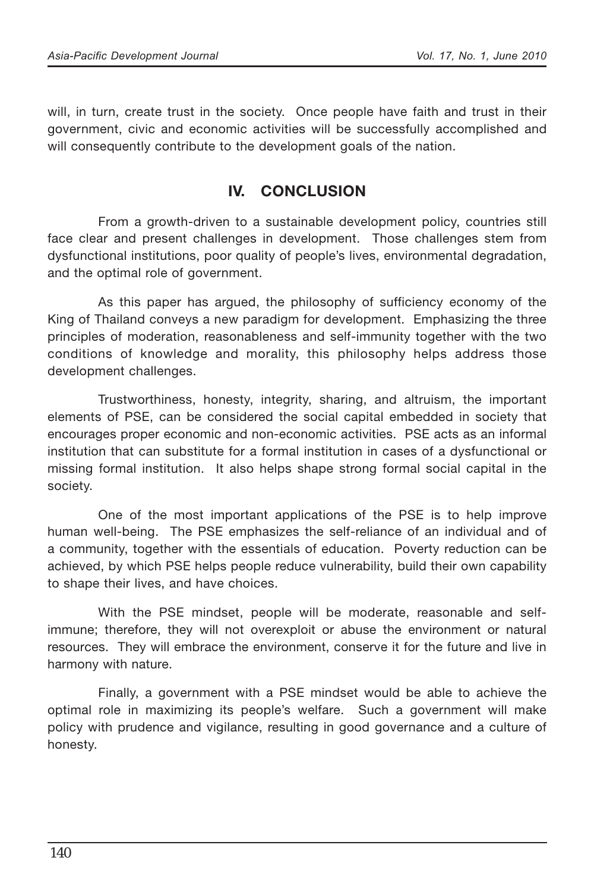will, in turn, create trust in the society. Once people have faith and trust in their government, civic and economic activities will be successfully accomplished and will consequently contribute to the development goals of the nation.

## IV. CONCLUSION

From a growth-driven to a sustainable development policy, countries still face clear and present challenges in development. Those challenges stem from dysfunctional institutions, poor quality of people's lives, environmental degradation, and the optimal role of government.

As this paper has argued, the philosophy of sufficiency economy of the King of Thailand conveys a new paradigm for development. Emphasizing the three principles of moderation, reasonableness and self-immunity together with the two conditions of knowledge and morality, this philosophy helps address those development challenges.

Trustworthiness, honesty, integrity, sharing, and altruism, the important elements of PSE, can be considered the social capital embedded in society that encourages proper economic and non-economic activities. PSE acts as an informal institution that can substitute for a formal institution in cases of a dysfunctional or missing formal institution. It also helps shape strong formal social capital in the society.

One of the most important applications of the PSE is to help improve human well-being. The PSE emphasizes the self-reliance of an individual and of a community, together with the essentials of education. Poverty reduction can be achieved, by which PSE helps people reduce vulnerability, build their own capability to shape their lives, and have choices.

With the PSE mindset, people will be moderate, reasonable and self-immune; therefore, they will not overexploit or abuse the environment or natural resources. They will embrace the environment, conserve it for the future and live in harmony with nature.

Finally, a government with a PSE mindset would be able to achieve the optimal role in maximizing its people's welfare. Such a government will make policy with prudence and vigilance, resulting in good governance and a culture of honesty.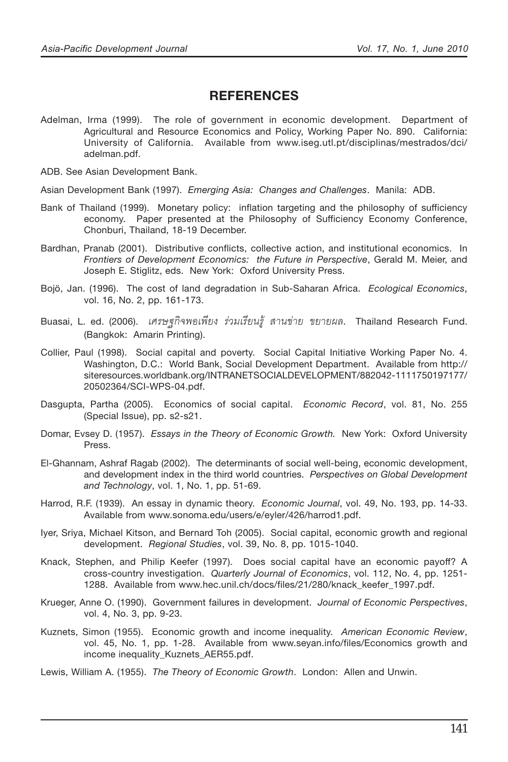## REFERENCES

Adelman, Irma (1999). The role of government in economic development. Department of Agricultural and Resource Economics and Policy, Working Paper No. 890. California: University of California. Available from www.iseg.utl.pt/disciplinas/mestrados/dci/adelman.pdf.

ADB. See Asian Development Bank.

Asian Development Bank (1997). *Emerging Asia: Changes and Challenges*. Manila: ADB.

Bank of Thailand (1999). Monetary policy: inflation targeting and the philosophy of sufficiency economy. Paper presented at the Philosophy of Sufficiency Economy Conference, Chonburi, Thailand, 18-19 December.

Bardhan, Pranab (2001). Distributive conflicts, collective action, and institutional economics. In *Frontiers of Development Economics: the Future in Perspective*, Gerald M. Meier, and Joseph E. Stiglitz, eds. New York: Oxford University Press.

Bojö, Jan. (1996). The cost of land degradation in Sub-Saharan Africa. *Ecological Economics*, vol. 16, No. 2, pp. 161-173.

Buasai, L. ed. (2006). *เศรษฐกิจพอเพียง ร่วมเรียนรู้ สานข่าย ขยายผล*. Thailand Research Fund. (Bangkok: Amarin Printing).

Collier, Paul (1998). Social capital and poverty. Social Capital Initiative Working Paper No. 4. Washington, D.C.: World Bank, Social Development Department. Available from http://siteresources.worldbank.org/INTRANETSOCIALDEVELOPMENT/882042-1111750197177/20502364/SCI-WPS-04.pdf.

Dasgupta, Partha (2005). Economics of social capital. *Economic Record*, vol. 81, No. 255 (Special Issue), pp. s2-s21.

Domar, Evsey D. (1957). *Essays in the Theory of Economic Growth.* New York: Oxford University Press.

El-Ghannam, Ashraf Ragab (2002). The determinants of social well-being, economic development, and development index in the third world countries. *Perspectives on Global Development and Technology*, vol. 1, No. 1, pp. 51-69.

Harrod, R.F. (1939). An essay in dynamic theory. *Economic Journal*, vol. 49, No. 193, pp. 14-33. Available from www.sonoma.edu/users/e/eyler/426/harrod1.pdf.

Iyer, Sriya, Michael Kitson, and Bernard Toh (2005). Social capital, economic growth and regional development. *Regional Studies*, vol. 39, No. 8, pp. 1015-1040.

Knack, Stephen, and Philip Keefer (1997). Does social capital have an economic payoff? A cross-country investigation. *Quarterly Journal of Economics*, vol. 112, No. 4, pp. 1251-1288. Available from www.hec.unil.ch/docs/files/21/280/knack_keefer_1997.pdf.

Krueger, Anne O. (1990). Government failures in development. *Journal of Economic Perspectives*, vol. 4, No. 3, pp. 9-23.

Kuznets, Simon (1955). Economic growth and income inequality. *American Economic Review*, vol. 45, No. 1, pp. 1-28. Available from www.seyan.info/files/Economics growth and income inequality_Kuznets_AER55.pdf.

Lewis, William A. (1955). *The Theory of Economic Growth*. London: Allen and Unwin.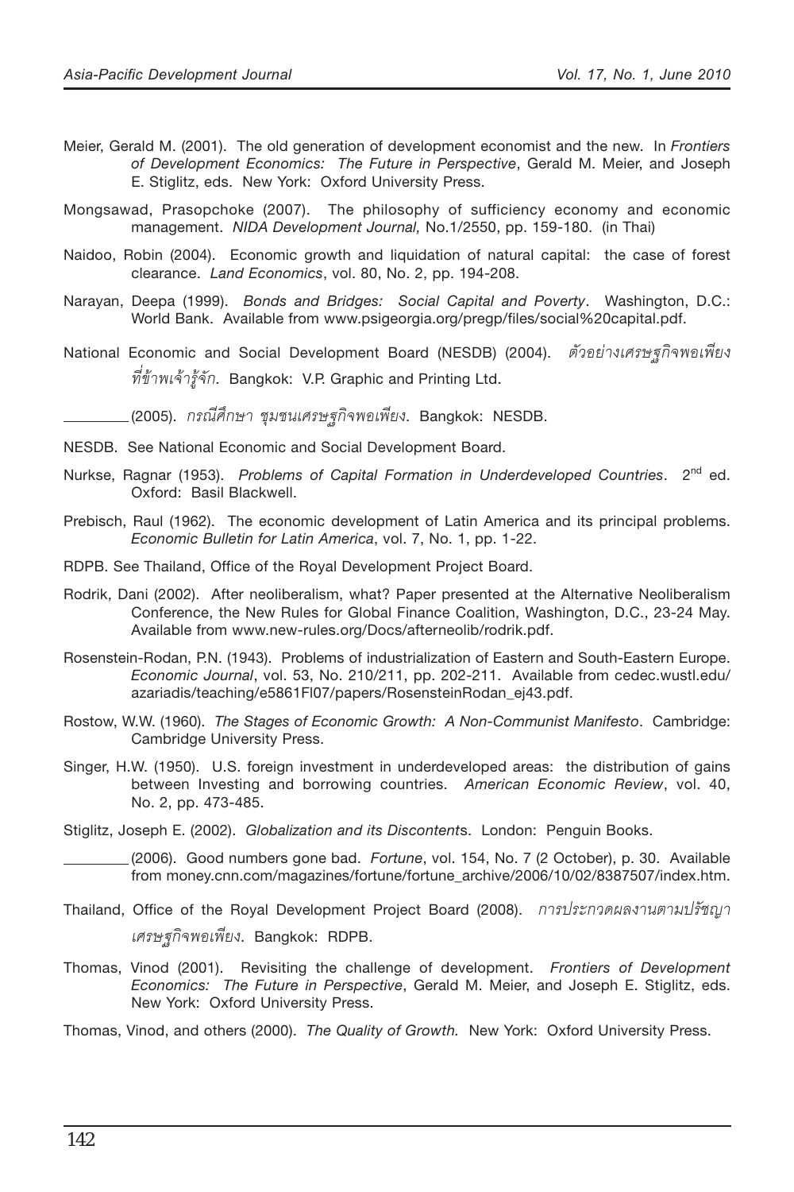Meier, Gerald M. (2001). The old generation of development economist and the new. In *Frontiers of Development Economics: The Future in Perspective*, Gerald M. Meier, and Joseph E. Stiglitz, eds. New York: Oxford University Press.

Mongsawad, Prasopchoke (2007). The philosophy of sufficiency economy and economic management. *NIDA Development Journal,* No.1/2550, pp. 159-180. (in Thai)

Naidoo, Robin (2004). Economic growth and liquidation of natural capital: the case of forest clearance. *Land Economics*, vol. 80, No. 2, pp. 194-208.

Narayan, Deepa (1999). *Bonds and Bridges: Social Capital and Poverty*. Washington, D.C.: World Bank. Available from www.psigeorgia.org/pregp/files/social%20capital.pdf.

National Economic and Social Development Board (NESDB) (2004). *ตัวอย่างเศรษฐกิจพอเพียงที่ข้าพเจ้ารู้จัก*. Bangkok: V.P. Graphic and Printing Ltd.

________ (2005). *กรณีศึกษา ชุมชนเศรษฐกิจพอเพียง*. Bangkok: NESDB.

NESDB. See National Economic and Social Development Board.

Nurkse, Ragnar (1953). *Problems of Capital Formation in Underdeveloped Countries*. 2nd ed. Oxford: Basil Blackwell.

Prebisch, Raul (1962). The economic development of Latin America and its principal problems. *Economic Bulletin for Latin America*, vol. 7, No. 1, pp. 1-22.

RDPB. See Thailand, Office of the Royal Development Project Board.

Rodrik, Dani (2002). After neoliberalism, what? Paper presented at the Alternative Neoliberalism Conference, the New Rules for Global Finance Coalition, Washington, D.C., 23-24 May. Available from www.new-rules.org/Docs/afterneolib/rodrik.pdf.

Rosenstein-Rodan, P.N. (1943). Problems of industrialization of Eastern and South-Eastern Europe. *Economic Journal*, vol. 53, No. 210/211, pp. 202-211. Available from cedec.wustl.edu/azariadis/teaching/e5861Fl07/papers/RosensteinRodan_ej43.pdf.

Rostow, W.W. (1960). *The Stages of Economic Growth: A Non-Communist Manifesto*. Cambridge: Cambridge University Press.

Singer, H.W. (1950). U.S. foreign investment in underdeveloped areas: the distribution of gains between Investing and borrowing countries. *American Economic Review*, vol. 40, No. 2, pp. 473-485.

Stiglitz, Joseph E. (2002). *Globalization and its Discontents*. London: Penguin Books.

________ (2006). Good numbers gone bad. *Fortune*, vol. 154, No. 7 (2 October), p. 30. Available from money.cnn.com/magazines/fortune/fortune_archive/2006/10/02/8387507/index.htm.

Thailand, Office of the Royal Development Project Board (2008). *การประกวดผลงานตามปรัชญาเศรษฐกิจพอเพียง*. Bangkok: RDPB.

Thomas, Vinod (2001). Revisiting the challenge of development. *Frontiers of Development Economics: The Future in Perspective*, Gerald M. Meier, and Joseph E. Stiglitz, eds. New York: Oxford University Press.

Thomas, Vinod, and others (2000). *The Quality of Growth.* New York: Oxford University Press.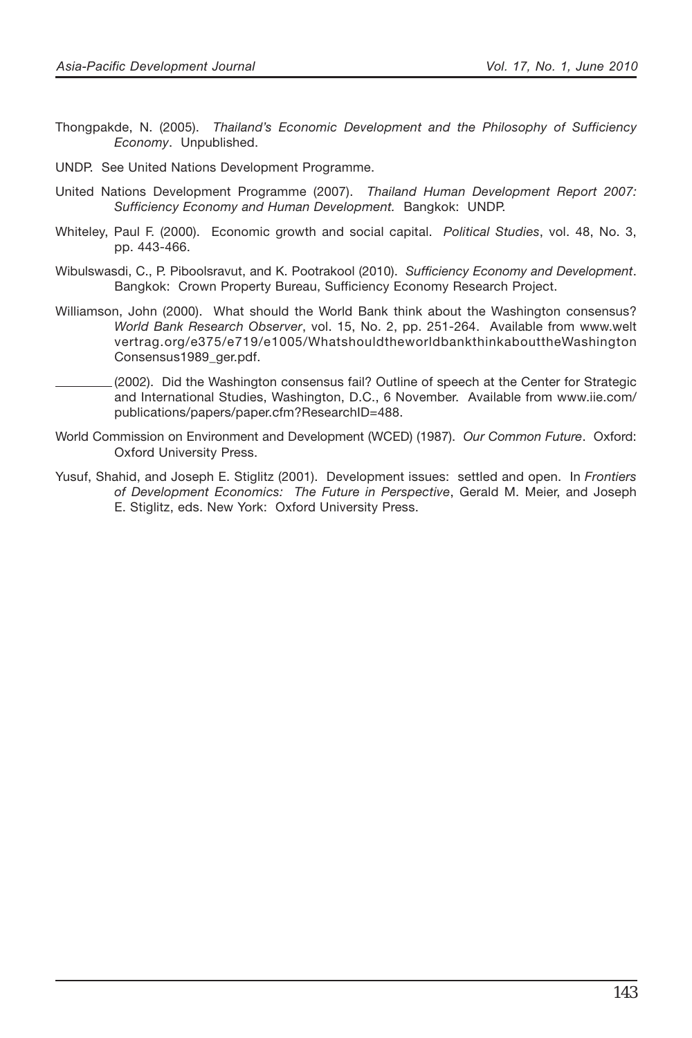Thongpakde, N. (2005). *Thailand's Economic Development and the Philosophy of Sufficiency Economy*. Unpublished.

UNDP. See United Nations Development Programme.

United Nations Development Programme (2007). *Thailand Human Development Report 2007: Sufficiency Economy and Human Development.* Bangkok: UNDP.

Whiteley, Paul F. (2000). Economic growth and social capital. *Political Studies*, vol. 48, No. 3, pp. 443-466.

Wibulswasdi, C., P. Piboolsravut, and K. Pootrakool (2010). *Sufficiency Economy and Development*. Bangkok: Crown Property Bureau, Sufficiency Economy Research Project.

Williamson, John (2000). What should the World Bank think about the Washington consensus? *World Bank Research Observer*, vol. 15, No. 2, pp. 251-264. Available from www.weltvertrag.org/e375/e719/e1005/WhatshouldtheworldbankthinkabouttheWashingtonConsensus1989_ger.pdf.

________ (2002). Did the Washington consensus fail? Outline of speech at the Center for Strategic and International Studies, Washington, D.C., 6 November. Available from www.iie.com/publications/papers/paper.cfm?ResearchID=488.

World Commission on Environment and Development (WCED) (1987). *Our Common Future*. Oxford: Oxford University Press.

Yusuf, Shahid, and Joseph E. Stiglitz (2001). Development issues: settled and open. In *Frontiers of Development Economics: The Future in Perspective*, Gerald M. Meier, and Joseph E. Stiglitz, eds. New York: Oxford University Press.